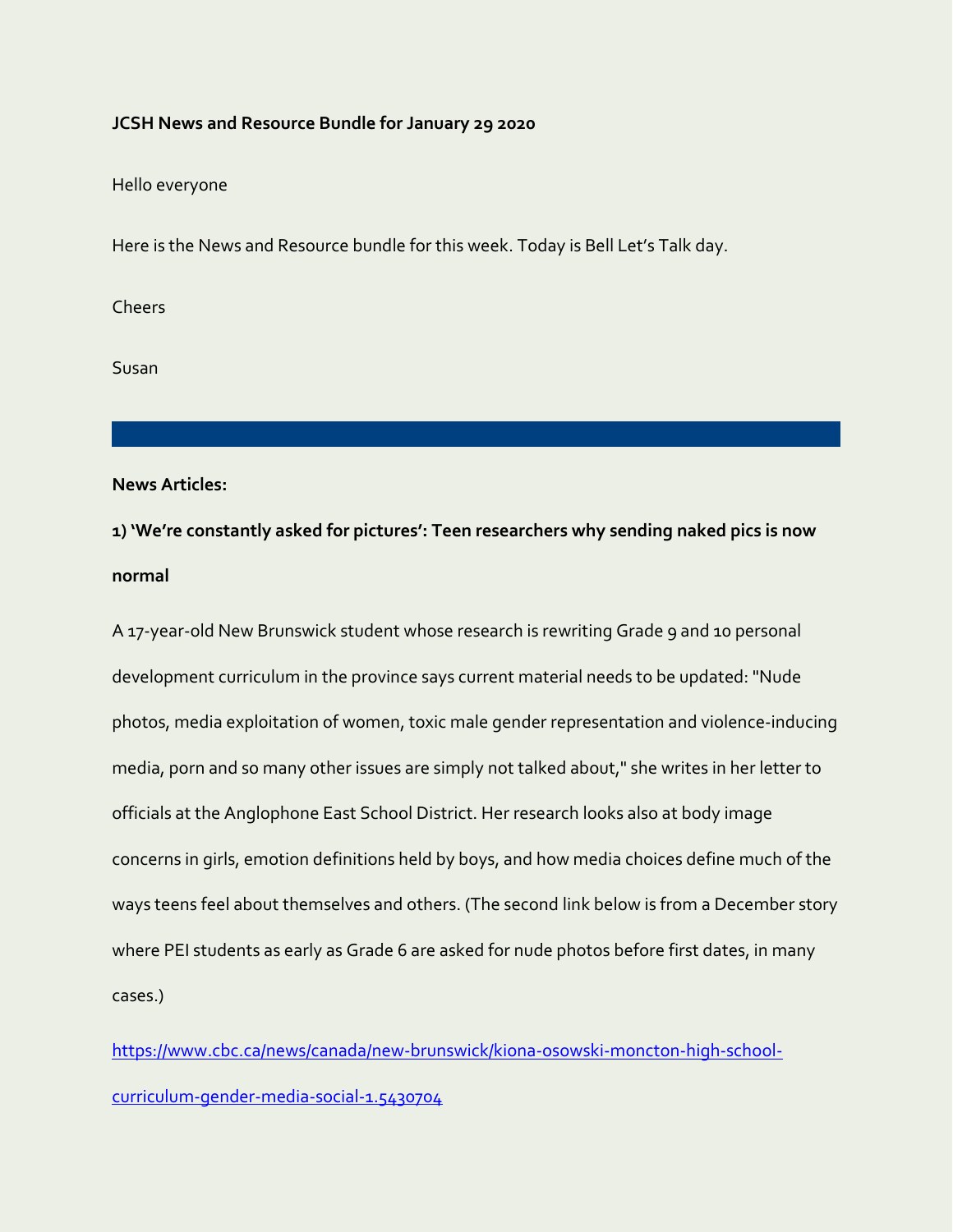**JCSH News and Resource Bundle for January 29 2020**

Hello everyone

Here is the News and Resource bundle for this week. Today is Bell Let's Talk day.

Cheers

Susan

---

**News Articles:**

**1) 'We're constantly asked for pictures': Teen researchers why sending naked pics is now normal**

A 17-year-old New Brunswick student whose research is rewriting Grade 9 and 10 personal development curriculum in the province says current material needs to be updated: "Nude photos, media exploitation of women, toxic male gender representation and violence-inducing media, porn and so many other issues are simply not talked about," she writes in her letter to officials at the Anglophone East School District. Her research looks also at body image concerns in girls, emotion definitions held by boys, and how media choices define much of the ways teens feel about themselves and others. (The second link below is from a December story where PEI students as early as Grade 6 are asked for nude photos before first dates, in many cases.)

https://www.cbc.ca/news/canada/new-brunswick/kiona-osowski-moncton-high-school-curriculum-gender-media-social-1.5430704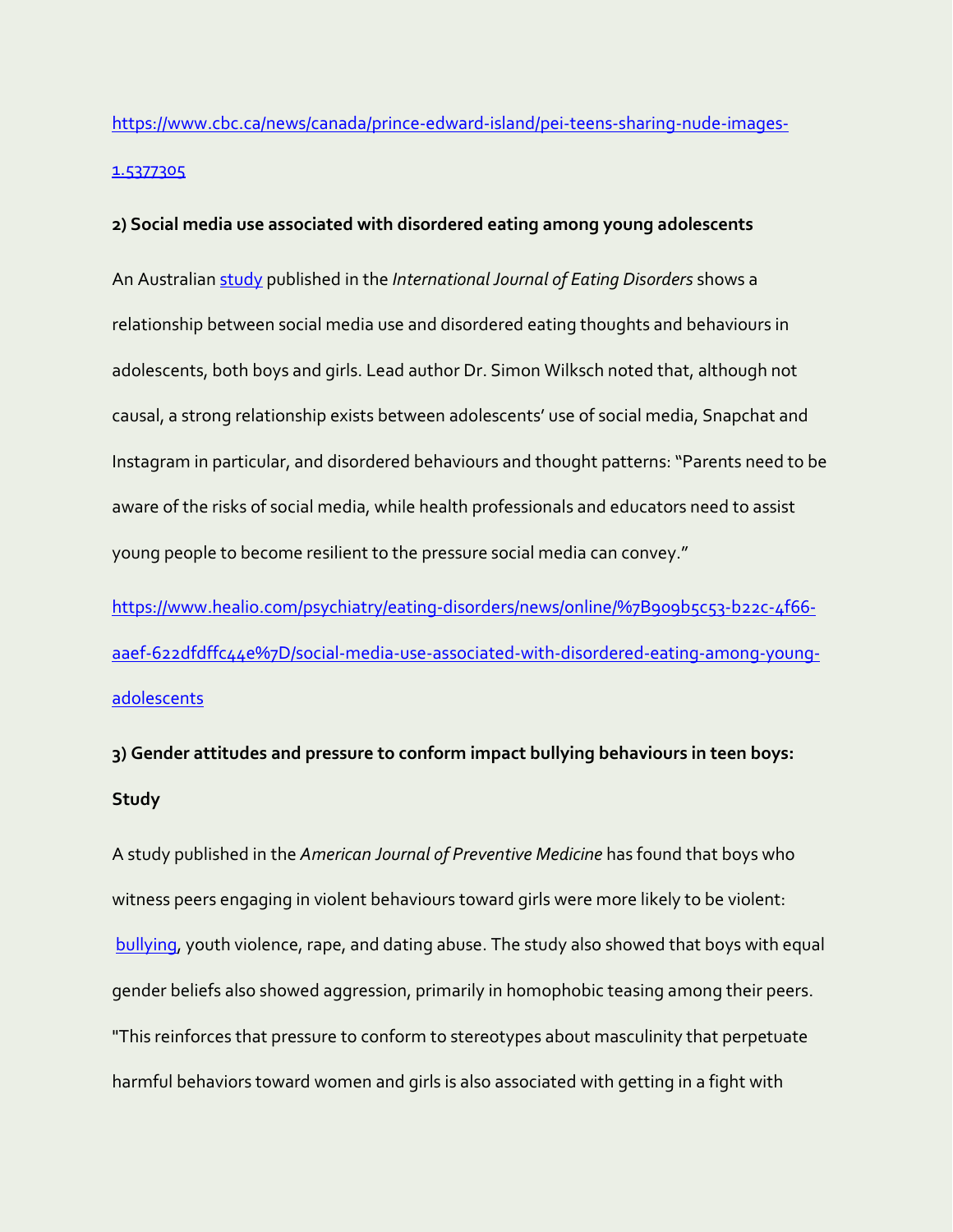https://www.cbc.ca/news/canada/prince-edward-island/pei-teens-sharing-nude-images-1.5377305

**2) Social media use associated with disordered eating among young adolescents**

An Australian study published in the *International Journal of Eating Disorders* shows a relationship between social media use and disordered eating thoughts and behaviours in adolescents, both boys and girls. Lead author Dr. Simon Wilksch noted that, although not causal, a strong relationship exists between adolescents' use of social media, Snapchat and Instagram in particular, and disordered behaviours and thought patterns: "Parents need to be aware of the risks of social media, while health professionals and educators need to assist young people to become resilient to the pressure social media can convey."

https://www.healio.com/psychiatry/eating-disorders/news/online/%7B909b5c53-b22c-4f66-aaef-622dfdffc44e%7D/social-media-use-associated-with-disordered-eating-among-young-adolescents

**3) Gender attitudes and pressure to conform impact bullying behaviours in teen boys: Study**

A study published in the *American Journal of Preventive Medicine* has found that boys who witness peers engaging in violent behaviours toward girls were more likely to be violent: bullying, youth violence, rape, and dating abuse. The study also showed that boys with equal gender beliefs also showed aggression, primarily in homophobic teasing among their peers. "This reinforces that pressure to conform to stereotypes about masculinity that perpetuate harmful behaviors toward women and girls is also associated with getting in a fight with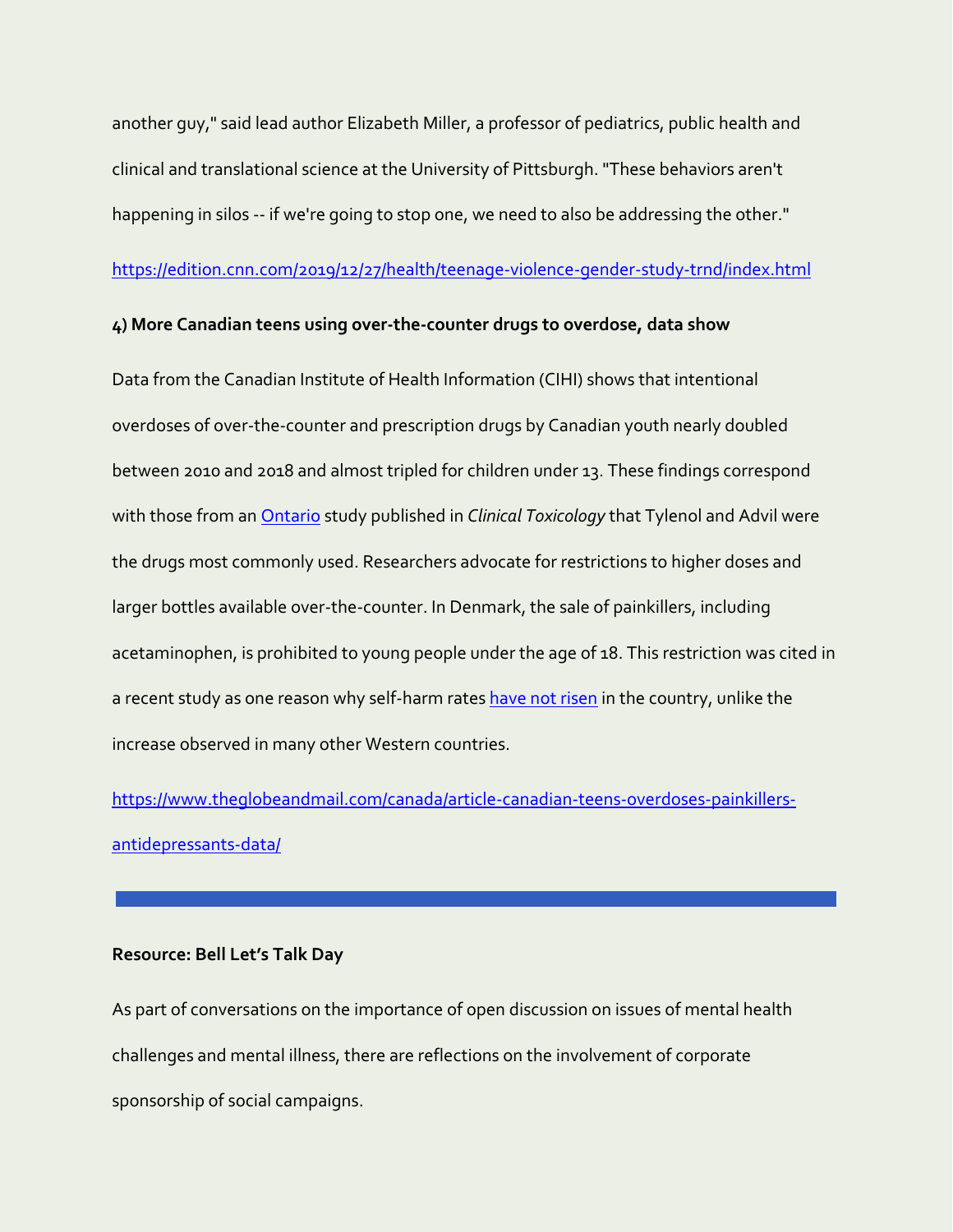another guy," said lead author Elizabeth Miller, a professor of pediatrics, public health and clinical and translational science at the University of Pittsburgh. "These behaviors aren't happening in silos -- if we're going to stop one, we need to also be addressing the other."

https://edition.cnn.com/2019/12/27/health/teenage-violence-gender-study-trnd/index.html

**4) More Canadian teens using over-the-counter drugs to overdose, data show**

Data from the Canadian Institute of Health Information (CIHI) shows that intentional overdoses of over-the-counter and prescription drugs by Canadian youth nearly doubled between 2010 and 2018 and almost tripled for children under 13. These findings correspond with those from an Ontario study published in *Clinical Toxicology* that Tylenol and Advil were the drugs most commonly used. Researchers advocate for restrictions to higher doses and larger bottles available over-the-counter. In Denmark, the sale of painkillers, including acetaminophen, is prohibited to young people under the age of 18. This restriction was cited in a recent study as one reason why self-harm rates have not risen in the country, unlike the increase observed in many other Western countries.

https://www.theglobeandmail.com/canada/article-canadian-teens-overdoses-painkillers-antidepressants-data/

---

**Resource: Bell Let's Talk Day**

As part of conversations on the importance of open discussion on issues of mental health challenges and mental illness, there are reflections on the involvement of corporate sponsorship of social campaigns.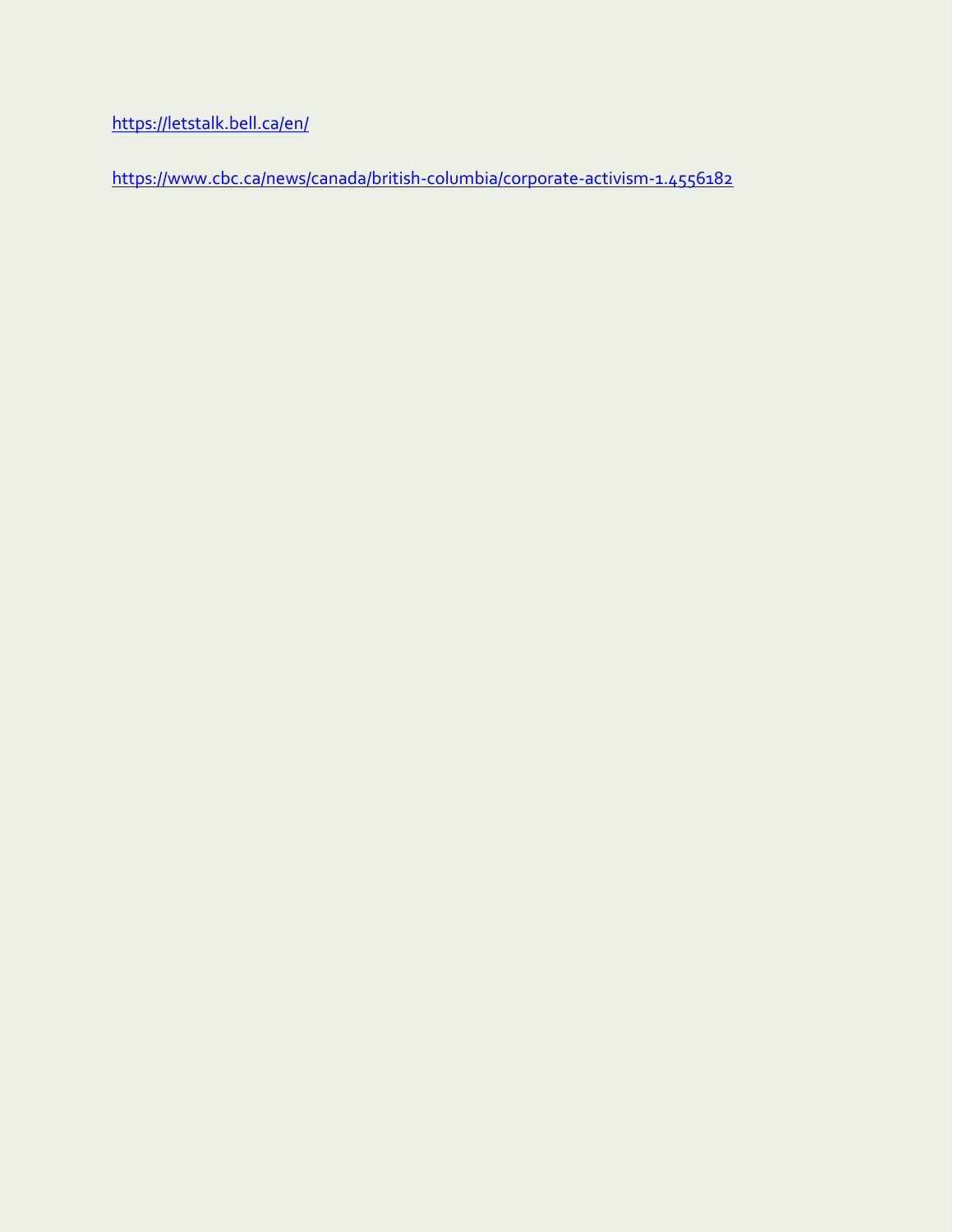https://letstalk.bell.ca/en/

https://www.cbc.ca/news/canada/british-columbia/corporate-activism-1.4556182